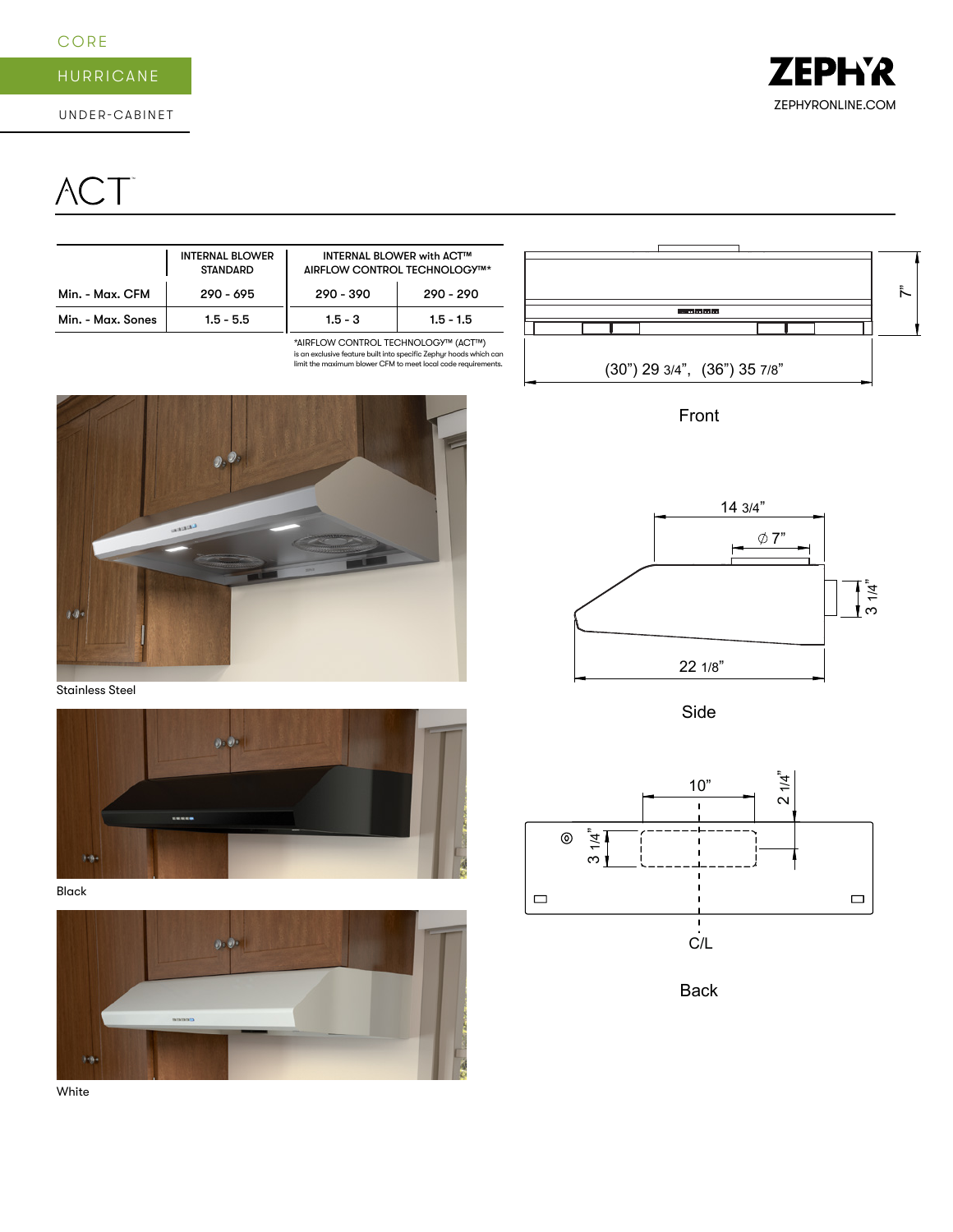CORE

HURRICANE

UNDER-CABINET

ZEPHYR

ZEPHYRONLINE.COM

# ACT™

| | INTERNAL BLOWER STANDARD | INTERNAL BLOWER with ACT™ AIRFLOW CONTROL TECHNOLOGY™* | |
|---|---|---|---|
| Min. - Max. CFM | 290 - 695 | 290 - 390 | 290 - 290 |
| Min. - Max. Sones | 1.5 - 5.5 | 1.5 - 3 | 1.5 - 1.5 |

*AIRFLOW CONTROL TECHNOLOGY™ (ACT™) is an exclusive feature built into specific Zephyr hoods which can limit the maximum blower CFM to meet local code requirements.

7”

(30”) 29 3/4”, (36”) 35 7/8”

Front

Stainless Steel

14 3/4”

⌀ 7”

3 1/4”

22 1/8”

Side

Black

10”

2 1/4”

3 1/4”

C/L

Back

White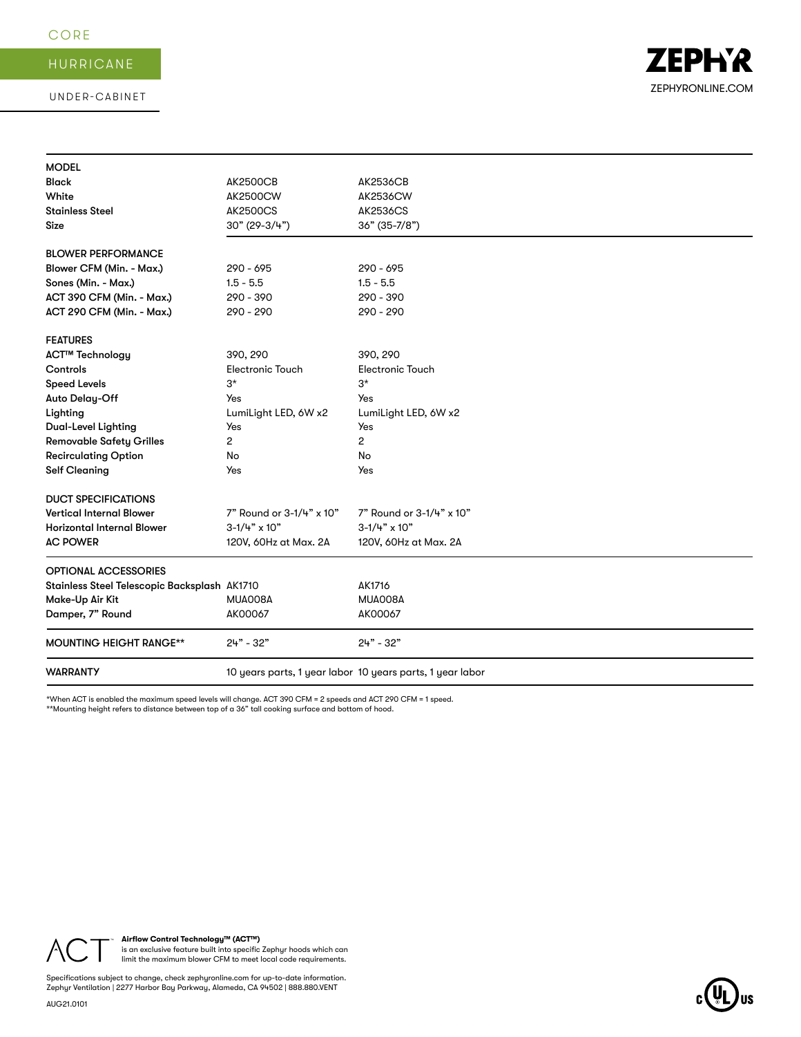CORE

HURRICANE

UNDER-CABINET

ZEPHYR
ZEPHYRONLINE.COM

| | | |
|---|---|---|
| **MODEL** | | |
| **Black** | AK2500CB | AK2536CB |
| **White** | AK2500CW | AK2536CW |
| **Stainless Steel** | AK2500CS | AK2536CS |
| **Size** | 30" (29-3/4") | 36" (35-7/8") |
| **BLOWER PERFORMANCE** | | |
| **Blower CFM (Min. - Max.)** | 290 - 695 | 290 - 695 |
| **Sones (Min. - Max.)** | 1.5 - 5.5 | 1.5 - 5.5 |
| **ACT 390 CFM (Min. - Max.)** | 290 - 390 | 290 - 390 |
| **ACT 290 CFM (Min. - Max.)** | 290 - 290 | 290 - 290 |
| **FEATURES** | | |
| **ACT™ Technology** | 390, 290 | 390, 290 |
| **Controls** | Electronic Touch | Electronic Touch |
| **Speed Levels** | 3* | 3* |
| **Auto Delay-Off** | Yes | Yes |
| **Lighting** | LumiLight LED, 6W x2 | LumiLight LED, 6W x2 |
| **Dual-Level Lighting** | Yes | Yes |
| **Removable Safety Grilles** | 2 | 2 |
| **Recirculating Option** | No | No |
| **Self Cleaning** | Yes | Yes |
| **DUCT SPECIFICATIONS** | | |
| **Vertical Internal Blower** | 7" Round or 3-1/4" x 10" | 7" Round or 3-1/4" x 10" |
| **Horizontal Internal Blower** | 3-1/4" x 10" | 3-1/4" x 10" |
| **AC POWER** | 120V, 60Hz at Max. 2A | 120V, 60Hz at Max. 2A |
| **OPTIONAL ACCESSORIES** | | |
| **Stainless Steel Telescopic Backsplash** | AK1710 | AK1716 |
| **Make-Up Air Kit** | MUA008A | MUA008A |
| **Damper, 7" Round** | AK00067 | AK00067 |
| **MOUNTING HEIGHT RANGE**** | 24" - 32" | 24" - 32" |
| **WARRANTY** | 10 years parts, 1 year labor | 10 years parts, 1 year labor |

*When ACT is enabled the maximum speed levels will change. ACT 390 CFM = 2 speeds and ACT 290 CFM = 1 speed.
**Mounting height refers to distance between top of a 36" tall cooking surface and bottom of hood.

ACT™ **Airflow Control Technology™ (ACT™)**
is an exclusive feature built into specific Zephyr hoods which can limit the maximum blower CFM to meet local code requirements.

Specifications subject to change, check zephyronline.com for up-to-date information.
Zephyr Ventilation | 2277 Harbor Bay Parkway, Alameda, CA 94502 | 888.880.VENT

AUG21.0101

c UL us